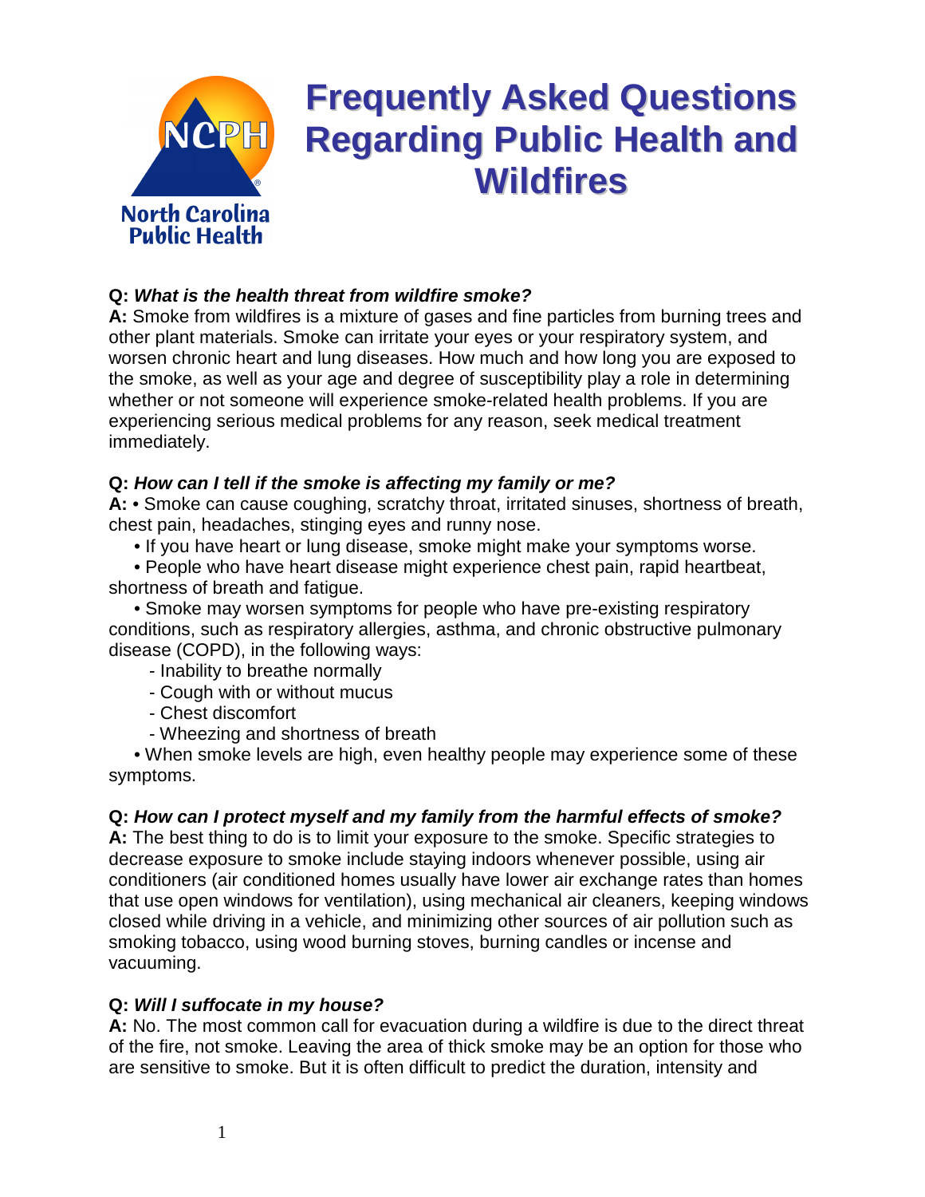North Carolina Public Health

# Frequently Asked Questions Regarding Public Health and Wildfires

**Q:** ***What is the health threat from wildfire smoke?***
**A:** Smoke from wildfires is a mixture of gases and fine particles from burning trees and other plant materials. Smoke can irritate your eyes or your respiratory system, and worsen chronic heart and lung diseases. How much and how long you are exposed to the smoke, as well as your age and degree of susceptibility play a role in determining whether or not someone will experience smoke-related health problems. If you are experiencing serious medical problems for any reason, seek medical treatment immediately.

**Q:** ***How can I tell if the smoke is affecting my family or me?***
**A:** • Smoke can cause coughing, scratchy throat, irritated sinuses, shortness of breath, chest pain, headaches, stinging eyes and runny nose.

- If you have heart or lung disease, smoke might make your symptoms worse.
- People who have heart disease might experience chest pain, rapid heartbeat, shortness of breath and fatigue.
- Smoke may worsen symptoms for people who have pre-existing respiratory conditions, such as respiratory allergies, asthma, and chronic obstructive pulmonary disease (COPD), in the following ways:
  - Inability to breathe normally
  - Cough with or without mucus
  - Chest discomfort
  - Wheezing and shortness of breath
- When smoke levels are high, even healthy people may experience some of these symptoms.

**Q:** ***How can I protect myself and my family from the harmful effects of smoke?***
**A:** The best thing to do is to limit your exposure to the smoke. Specific strategies to decrease exposure to smoke include staying indoors whenever possible, using air conditioners (air conditioned homes usually have lower air exchange rates than homes that use open windows for ventilation), using mechanical air cleaners, keeping windows closed while driving in a vehicle, and minimizing other sources of air pollution such as smoking tobacco, using wood burning stoves, burning candles or incense and vacuuming.

**Q:** ***Will I suffocate in my house?***
**A:** No. The most common call for evacuation during a wildfire is due to the direct threat of the fire, not smoke. Leaving the area of thick smoke may be an option for those who are sensitive to smoke. But it is often difficult to predict the duration, intensity and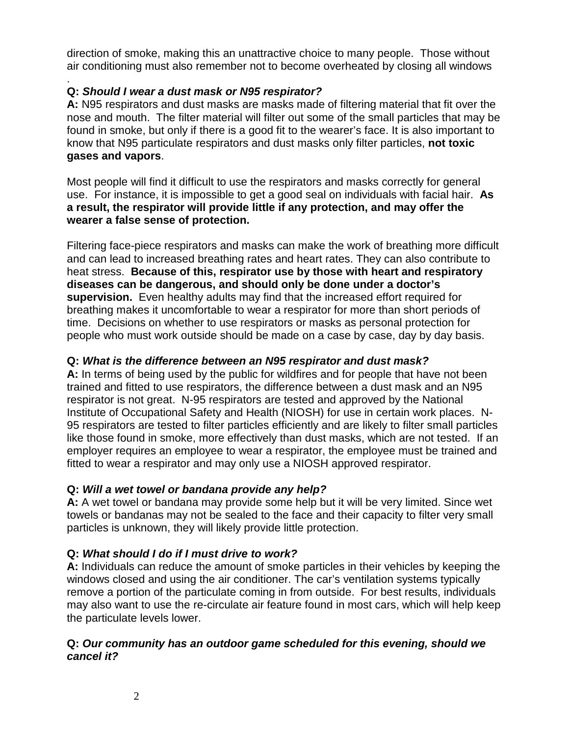direction of smoke, making this an unattractive choice to many people. Those without air conditioning must also remember not to become overheated by closing all windows
.

**Q: *Should I wear a dust mask or N95 respirator?***
**A:** N95 respirators and dust masks are masks made of filtering material that fit over the nose and mouth. The filter material will filter out some of the small particles that may be found in smoke, but only if there is a good fit to the wearer's face. It is also important to know that N95 particulate respirators and dust masks only filter particles, **not toxic gases and vapors**.

Most people will find it difficult to use the respirators and masks correctly for general use. For instance, it is impossible to get a good seal on individuals with facial hair. **As a result, the respirator will provide little if any protection, and may offer the wearer a false sense of protection.**

Filtering face-piece respirators and masks can make the work of breathing more difficult and can lead to increased breathing rates and heart rates. They can also contribute to heat stress. **Because of this, respirator use by those with heart and respiratory diseases can be dangerous, and should only be done under a doctor's supervision.** Even healthy adults may find that the increased effort required for breathing makes it uncomfortable to wear a respirator for more than short periods of time. Decisions on whether to use respirators or masks as personal protection for people who must work outside should be made on a case by case, day by day basis.

**Q: *What is the difference between an N95 respirator and dust mask?***
**A:** In terms of being used by the public for wildfires and for people that have not been trained and fitted to use respirators, the difference between a dust mask and an N95 respirator is not great. N-95 respirators are tested and approved by the National Institute of Occupational Safety and Health (NIOSH) for use in certain work places. N-95 respirators are tested to filter particles efficiently and are likely to filter small particles like those found in smoke, more effectively than dust masks, which are not tested. If an employer requires an employee to wear a respirator, the employee must be trained and fitted to wear a respirator and may only use a NIOSH approved respirator.

**Q: *Will a wet towel or bandana provide any help?***
**A:** A wet towel or bandana may provide some help but it will be very limited. Since wet towels or bandanas may not be sealed to the face and their capacity to filter very small particles is unknown, they will likely provide little protection.

**Q: *What should I do if I must drive to work?***
**A:** Individuals can reduce the amount of smoke particles in their vehicles by keeping the windows closed and using the air conditioner. The car's ventilation systems typically remove a portion of the particulate coming in from outside. For best results, individuals may also want to use the re-circulate air feature found in most cars, which will help keep the particulate levels lower.

**Q: *Our community has an outdoor game scheduled for this evening, should we cancel it?***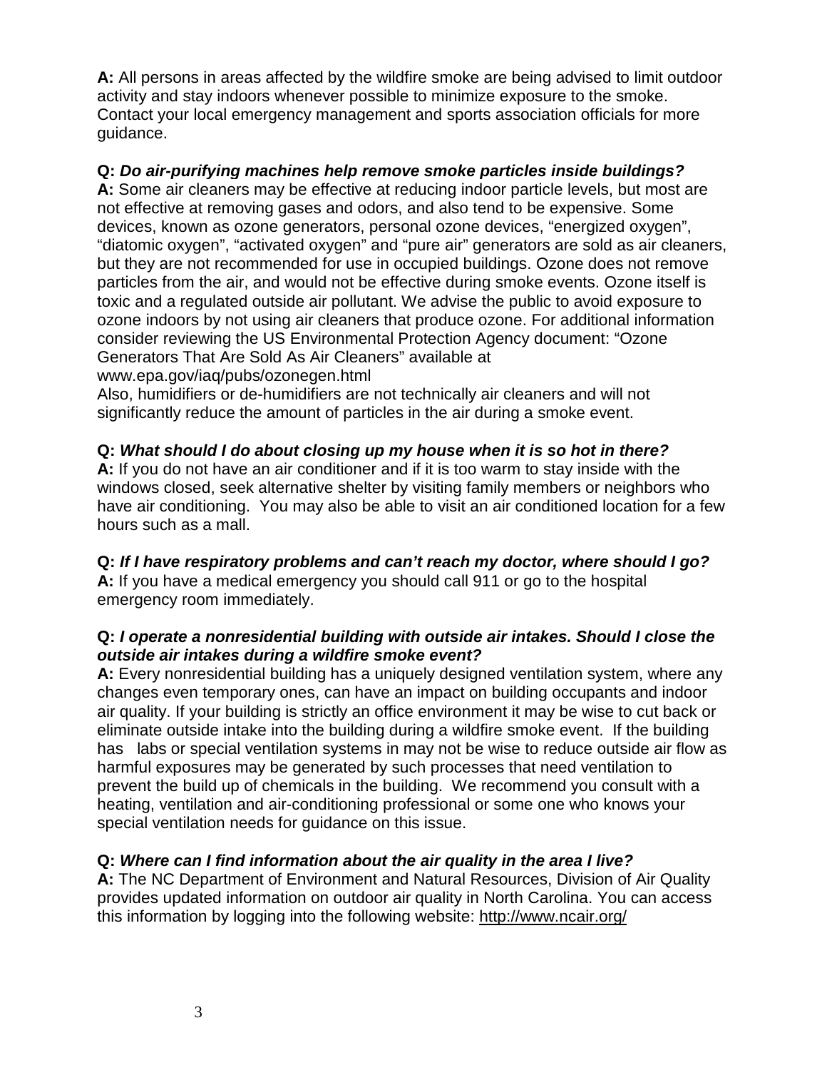**A:** All persons in areas affected by the wildfire smoke are being advised to limit outdoor activity and stay indoors whenever possible to minimize exposure to the smoke. Contact your local emergency management and sports association officials for more guidance.

**Q:** ***Do air-purifying machines help remove smoke particles inside buildings?***
**A:** Some air cleaners may be effective at reducing indoor particle levels, but most are not effective at removing gases and odors, and also tend to be expensive. Some devices, known as ozone generators, personal ozone devices, "energized oxygen", "diatomic oxygen", "activated oxygen" and "pure air" generators are sold as air cleaners, but they are not recommended for use in occupied buildings. Ozone does not remove particles from the air, and would not be effective during smoke events. Ozone itself is toxic and a regulated outside air pollutant. We advise the public to avoid exposure to ozone indoors by not using air cleaners that produce ozone. For additional information consider reviewing the US Environmental Protection Agency document: "Ozone Generators That Are Sold As Air Cleaners" available at www.epa.gov/iaq/pubs/ozonegen.html
Also, humidifiers or de-humidifiers are not technically air cleaners and will not significantly reduce the amount of particles in the air during a smoke event.

**Q:** ***What should I do about closing up my house when it is so hot in there?***
**A:** If you do not have an air conditioner and if it is too warm to stay inside with the windows closed, seek alternative shelter by visiting family members or neighbors who have air conditioning. You may also be able to visit an air conditioned location for a few hours such as a mall.

**Q:** ***If I have respiratory problems and can't reach my doctor, where should I go?***
**A:** If you have a medical emergency you should call 911 or go to the hospital emergency room immediately.

**Q:** ***I operate a nonresidential building with outside air intakes. Should I close the outside air intakes during a wildfire smoke event?***
**A:** Every nonresidential building has a uniquely designed ventilation system, where any changes even temporary ones, can have an impact on building occupants and indoor air quality. If your building is strictly an office environment it may be wise to cut back or eliminate outside intake into the building during a wildfire smoke event. If the building has labs or special ventilation systems in may not be wise to reduce outside air flow as harmful exposures may be generated by such processes that need ventilation to prevent the build up of chemicals in the building. We recommend you consult with a heating, ventilation and air-conditioning professional or some one who knows your special ventilation needs for guidance on this issue.

**Q:** ***Where can I find information about the air quality in the area I live?***
**A:** The NC Department of Environment and Natural Resources, Division of Air Quality provides updated information on outdoor air quality in North Carolina. You can access this information by logging into the following website: http://www.ncair.org/